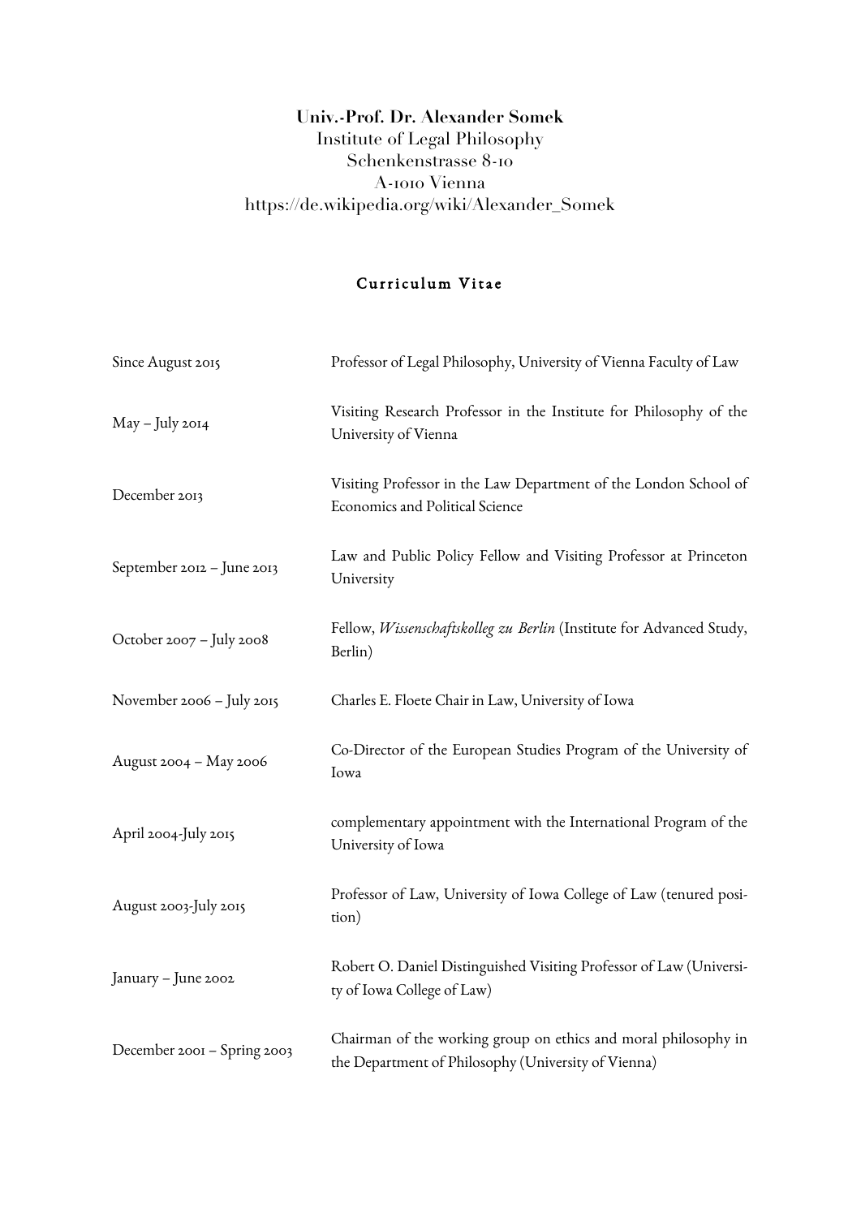**Univ.-Prof. Dr. Alexander Somek**
Institute of Legal Philosophy
Schenkenstrasse 8-10
A-1010 Vienna
https://de.wikipedia.org/wiki/Alexander_Somek

## Curriculum Vitae

| | |
|---|---|
| Since August 2015 | Professor of Legal Philosophy, University of Vienna Faculty of Law |
| May – July 2014 | Visiting Research Professor in the Institute for Philosophy of the University of Vienna |
| December 2013 | Visiting Professor in the Law Department of the London School of Economics and Political Science |
| September 2012 – June 2013 | Law and Public Policy Fellow and Visiting Professor at Princeton University |
| October 2007 – July 2008 | Fellow, *Wissenschaftskolleg zu Berlin* (Institute for Advanced Study, Berlin) |
| November 2006 – July 2015 | Charles E. Floete Chair in Law, University of Iowa |
| August 2004 – May 2006 | Co-Director of the European Studies Program of the University of Iowa |
| April 2004-July 2015 | complementary appointment with the International Program of the University of Iowa |
| August 2003-July 2015 | Professor of Law, University of Iowa College of Law (tenured position) |
| January – June 2002 | Robert O. Daniel Distinguished Visiting Professor of Law (University of Iowa College of Law) |
| December 2001 – Spring 2003 | Chairman of the working group on ethics and moral philosophy in the Department of Philosophy (University of Vienna) |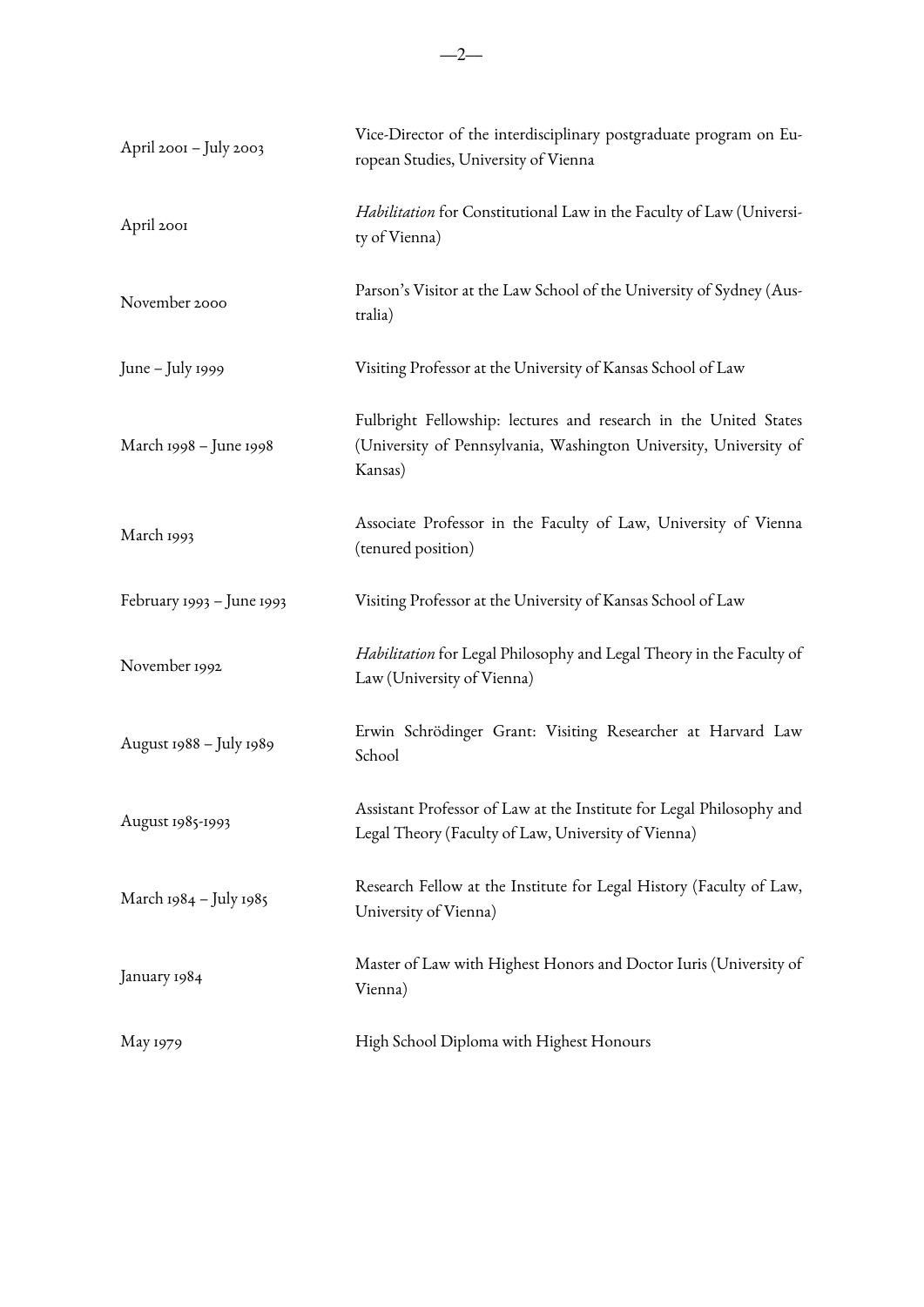| | |
|---|---|
| April 2001 – July 2003 | Vice-Director of the interdisciplinary postgraduate program on European Studies, University of Vienna |
| April 2001 | *Habilitation* for Constitutional Law in the Faculty of Law (University of Vienna) |
| November 2000 | Parson's Visitor at the Law School of the University of Sydney (Australia) |
| June – July 1999 | Visiting Professor at the University of Kansas School of Law |
| March 1998 – June 1998 | Fulbright Fellowship: lectures and research in the United States (University of Pennsylvania, Washington University, University of Kansas) |
| March 1993 | Associate Professor in the Faculty of Law, University of Vienna (tenured position) |
| February 1993 – June 1993 | Visiting Professor at the University of Kansas School of Law |
| November 1992 | *Habilitation* for Legal Philosophy and Legal Theory in the Faculty of Law (University of Vienna) |
| August 1988 – July 1989 | Erwin Schrödinger Grant: Visiting Researcher at Harvard Law School |
| August 1985-1993 | Assistant Professor of Law at the Institute for Legal Philosophy and Legal Theory (Faculty of Law, University of Vienna) |
| March 1984 – July 1985 | Research Fellow at the Institute for Legal History (Faculty of Law, University of Vienna) |
| January 1984 | Master of Law with Highest Honors and Doctor Iuris (University of Vienna) |
| May 1979 | High School Diploma with Highest Honours |